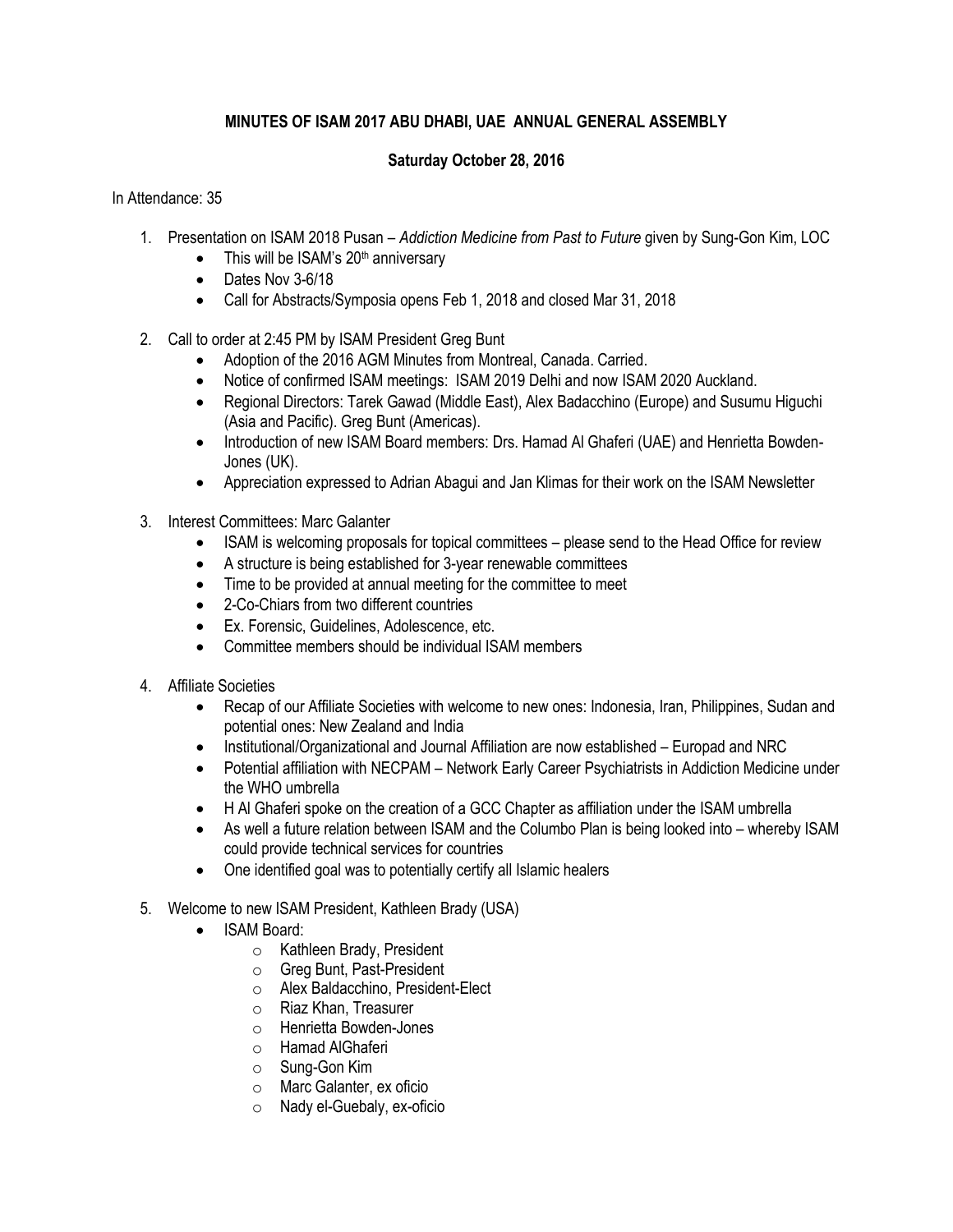**MINUTES OF ISAM 2017 ABU DHABI, UAE ANNUAL GENERAL ASSEMBLY**

**Saturday October 28, 2016**

In Attendance: 35

1. Presentation on ISAM 2018 Pusan – *Addiction Medicine from Past to Future* given by Sung-Gon Kim, LOC
   - This will be ISAM's 20th anniversary
   - Dates Nov 3-6/18
   - Call for Abstracts/Symposia opens Feb 1, 2018 and closed Mar 31, 2018

2. Call to order at 2:45 PM by ISAM President Greg Bunt
   - Adoption of the 2016 AGM Minutes from Montreal, Canada. Carried.
   - Notice of confirmed ISAM meetings: ISAM 2019 Delhi and now ISAM 2020 Auckland.
   - Regional Directors: Tarek Gawad (Middle East), Alex Badacchino (Europe) and Susumu Higuchi (Asia and Pacific). Greg Bunt (Americas).
   - Introduction of new ISAM Board members: Drs. Hamad Al Ghaferi (UAE) and Henrietta Bowden-Jones (UK).
   - Appreciation expressed to Adrian Abagui and Jan Klimas for their work on the ISAM Newsletter

3. Interest Committees: Marc Galanter
   - ISAM is welcoming proposals for topical committees – please send to the Head Office for review
   - A structure is being established for 3-year renewable committees
   - Time to be provided at annual meeting for the committee to meet
   - 2-Co-Chiars from two different countries
   - Ex. Forensic, Guidelines, Adolescence, etc.
   - Committee members should be individual ISAM members

4. Affiliate Societies
   - Recap of our Affiliate Societies with welcome to new ones: Indonesia, Iran, Philippines, Sudan and potential ones: New Zealand and India
   - Institutional/Organizational and Journal Affiliation are now established – Europad and NRC
   - Potential affiliation with NECPAM – Network Early Career Psychiatrists in Addiction Medicine under the WHO umbrella
   - H Al Ghaferi spoke on the creation of a GCC Chapter as affiliation under the ISAM umbrella
   - As well a future relation between ISAM and the Columbo Plan is being looked into – whereby ISAM could provide technical services for countries
   - One identified goal was to potentially certify all Islamic healers

5. Welcome to new ISAM President, Kathleen Brady (USA)
   - ISAM Board:
     - Kathleen Brady, President
     - Greg Bunt, Past-President
     - Alex Baldacchino, President-Elect
     - Riaz Khan, Treasurer
     - Henrietta Bowden-Jones
     - Hamad AlGhaferi
     - Sung-Gon Kim
     - Marc Galanter, ex oficio
     - Nady el-Guebaly, ex-oficio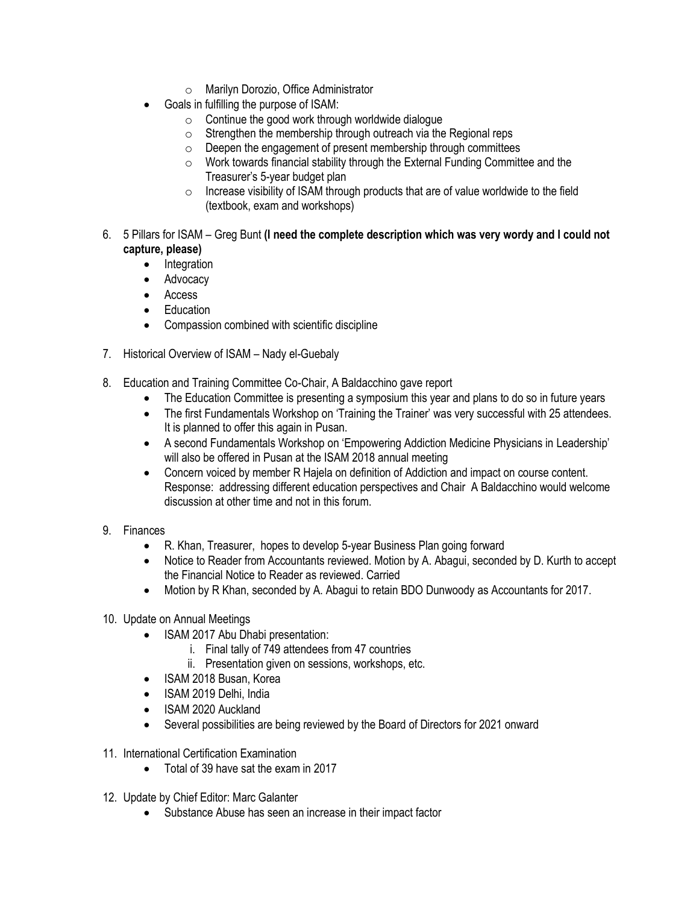- Marilyn Dorozio, Office Administrator
- Goals in fulfilling the purpose of ISAM:
    - Continue the good work through worldwide dialogue
    - Strengthen the membership through outreach via the Regional reps
    - Deepen the engagement of present membership through committees
    - Work towards financial stability through the External Funding Committee and the Treasurer's 5-year budget plan
    - Increase visibility of ISAM through products that are of value worldwide to the field (textbook, exam and workshops)

6. 5 Pillars for ISAM – Greg Bunt **(I need the complete description which was very wordy and I could not capture, please)**
    - Integration
    - Advocacy
    - Access
    - Education
    - Compassion combined with scientific discipline

7. Historical Overview of ISAM – Nady el-Guebaly

8. Education and Training Committee Co-Chair, A Baldacchino gave report
    - The Education Committee is presenting a symposium this year and plans to do so in future years
    - The first Fundamentals Workshop on 'Training the Trainer' was very successful with 25 attendees. It is planned to offer this again in Pusan.
    - A second Fundamentals Workshop on 'Empowering Addiction Medicine Physicians in Leadership' will also be offered in Pusan at the ISAM 2018 annual meeting
    - Concern voiced by member R Hajela on definition of Addiction and impact on course content. Response: addressing different education perspectives and Chair A Baldacchino would welcome discussion at other time and not in this forum.

9. Finances
    - R. Khan, Treasurer, hopes to develop 5-year Business Plan going forward
    - Notice to Reader from Accountants reviewed. Motion by A. Abagui, seconded by D. Kurth to accept the Financial Notice to Reader as reviewed. Carried
    - Motion by R Khan, seconded by A. Abagui to retain BDO Dunwoody as Accountants for 2017.

10. Update on Annual Meetings
    - ISAM 2017 Abu Dhabi presentation:
        1. Final tally of 749 attendees from 47 countries
        2. Presentation given on sessions, workshops, etc.
    - ISAM 2018 Busan, Korea
    - ISAM 2019 Delhi, India
    - ISAM 2020 Auckland
    - Several possibilities are being reviewed by the Board of Directors for 2021 onward

11. International Certification Examination
    - Total of 39 have sat the exam in 2017

12. Update by Chief Editor: Marc Galanter
    - Substance Abuse has seen an increase in their impact factor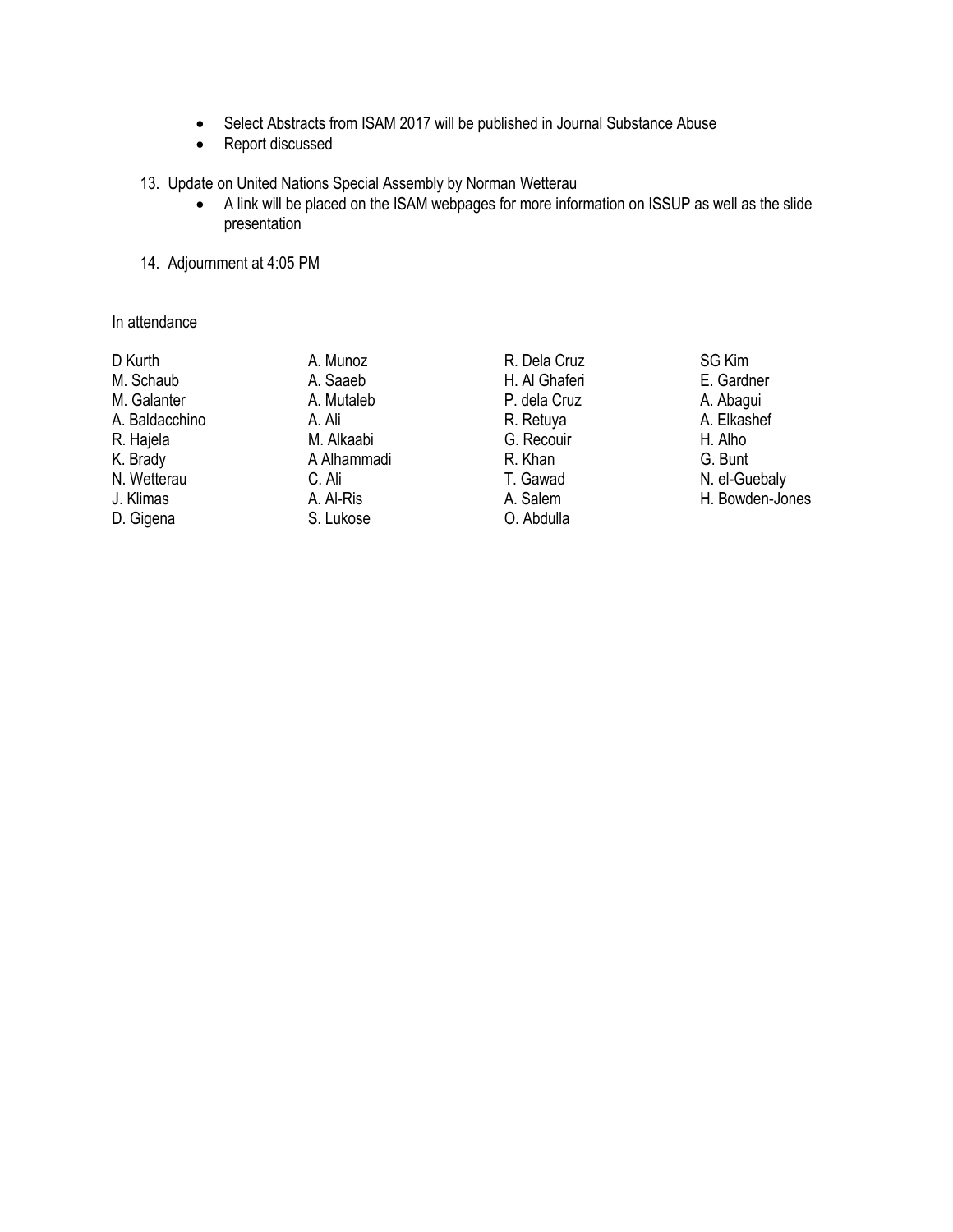- Select Abstracts from ISAM 2017 will be published in Journal Substance Abuse
- Report discussed

13. Update on United Nations Special Assembly by Norman Wetterau
    - A link will be placed on the ISAM webpages for more information on ISSUP as well as the slide presentation

14. Adjournment at 4:05 PM

In attendance

| | | | |
|---|---|---|---|
| D Kurth | A. Munoz | R. Dela Cruz | SG Kim |
| M. Schaub | A. Saaeb | H. Al Ghaferi | E. Gardner |
| M. Galanter | A. Mutaleb | P. dela Cruz | A. Abagui |
| A. Baldacchino | A. Ali | R. Retuya | A. Elkashef |
| R. Hajela | M. Alkaabi | G. Recouir | H. Alho |
| K. Brady | A Alhammadi | R. Khan | G. Bunt |
| N. Wetterau | C. Ali | T. Gawad | N. el-Guebaly |
| J. Klimas | A. Al-Ris | A. Salem | H. Bowden-Jones |
| D. Gigena | S. Lukose | O. Abdulla | |